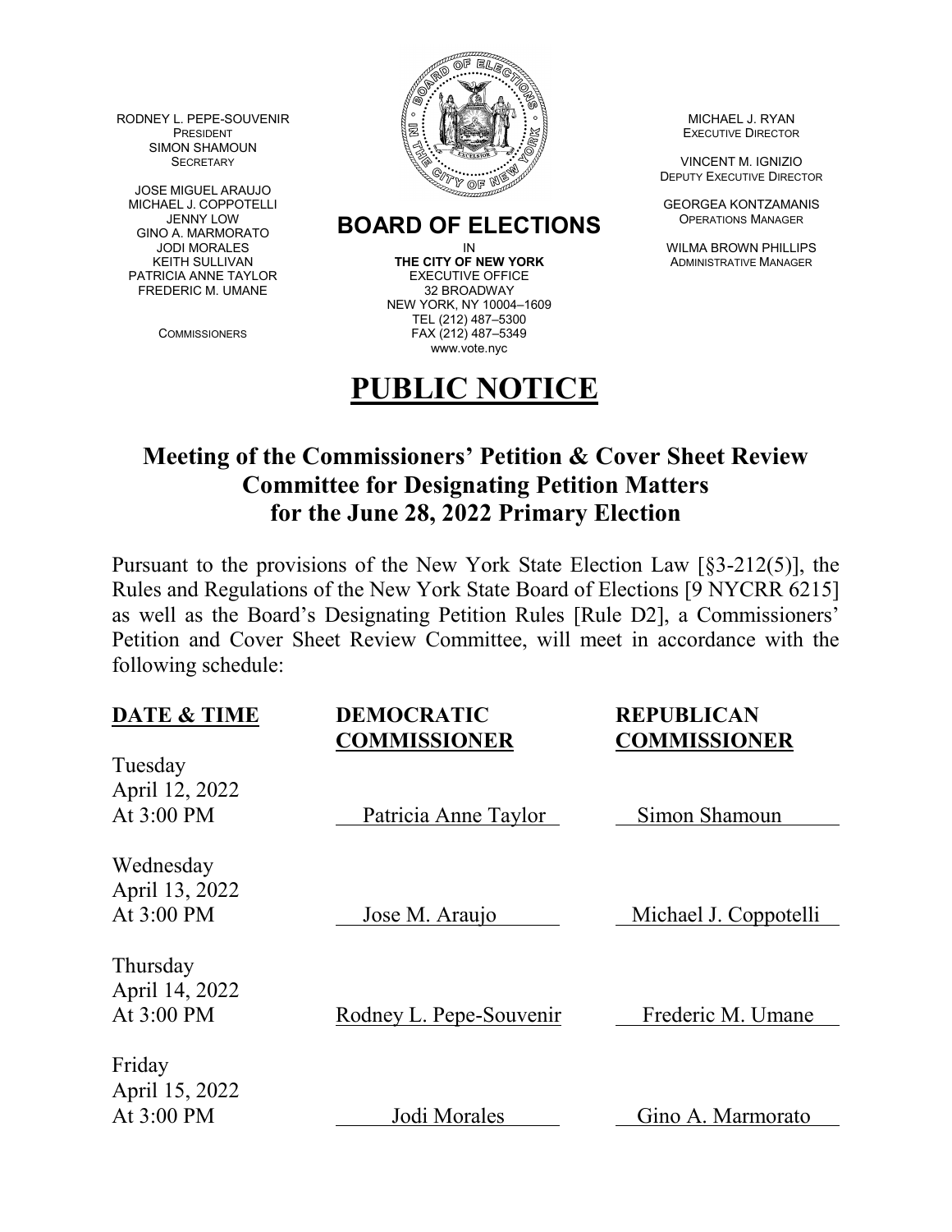RODNEY L. PEPE-SOUVENIR
PRESIDENT
SIMON SHAMOUN
SECRETARY

JOSE MIGUEL ARAUJO
MICHAEL J. COPPOTELLI
JENNY LOW
GINO A. MARMORATO
JODI MORALES
KEITH SULLIVAN
PATRICIA ANNE TAYLOR
FREDERIC M. UMANE

COMMISSIONERS

**BOARD OF ELECTIONS**
IN
**THE CITY OF NEW YORK**
EXECUTIVE OFFICE
32 BROADWAY
NEW YORK, NY 10004–1609
TEL (212) 487–5300
FAX (212) 487–5349
www.vote.nyc

MICHAEL J. RYAN
EXECUTIVE DIRECTOR

VINCENT M. IGNIZIO
DEPUTY EXECUTIVE DIRECTOR

GEORGEA KONTZAMANIS
OPERATIONS MANAGER

WILMA BROWN PHILLIPS
ADMINISTRATIVE MANAGER

# PUBLIC NOTICE

## Meeting of the Commissioners' Petition & Cover Sheet Review Committee for Designating Petition Matters for the June 28, 2022 Primary Election

Pursuant to the provisions of the New York State Election Law [§3-212(5)], the Rules and Regulations of the New York State Board of Elections [9 NYCRR 6215] as well as the Board's Designating Petition Rules [Rule D2], a Commissioners' Petition and Cover Sheet Review Committee, will meet in accordance with the following schedule:

| DATE & TIME | DEMOCRATIC COMMISSIONER | REPUBLICAN COMMISSIONER |
|---|---|---|
| Tuesday April 12, 2022 At 3:00 PM | Patricia Anne Taylor | Simon Shamoun |
| Wednesday April 13, 2022 At 3:00 PM | Jose M. Araujo | Michael J. Coppotelli |
| Thursday April 14, 2022 At 3:00 PM | Rodney L. Pepe-Souvenir | Frederic M. Umane |
| Friday April 15, 2022 At 3:00 PM | Jodi Morales | Gino A. Marmorato |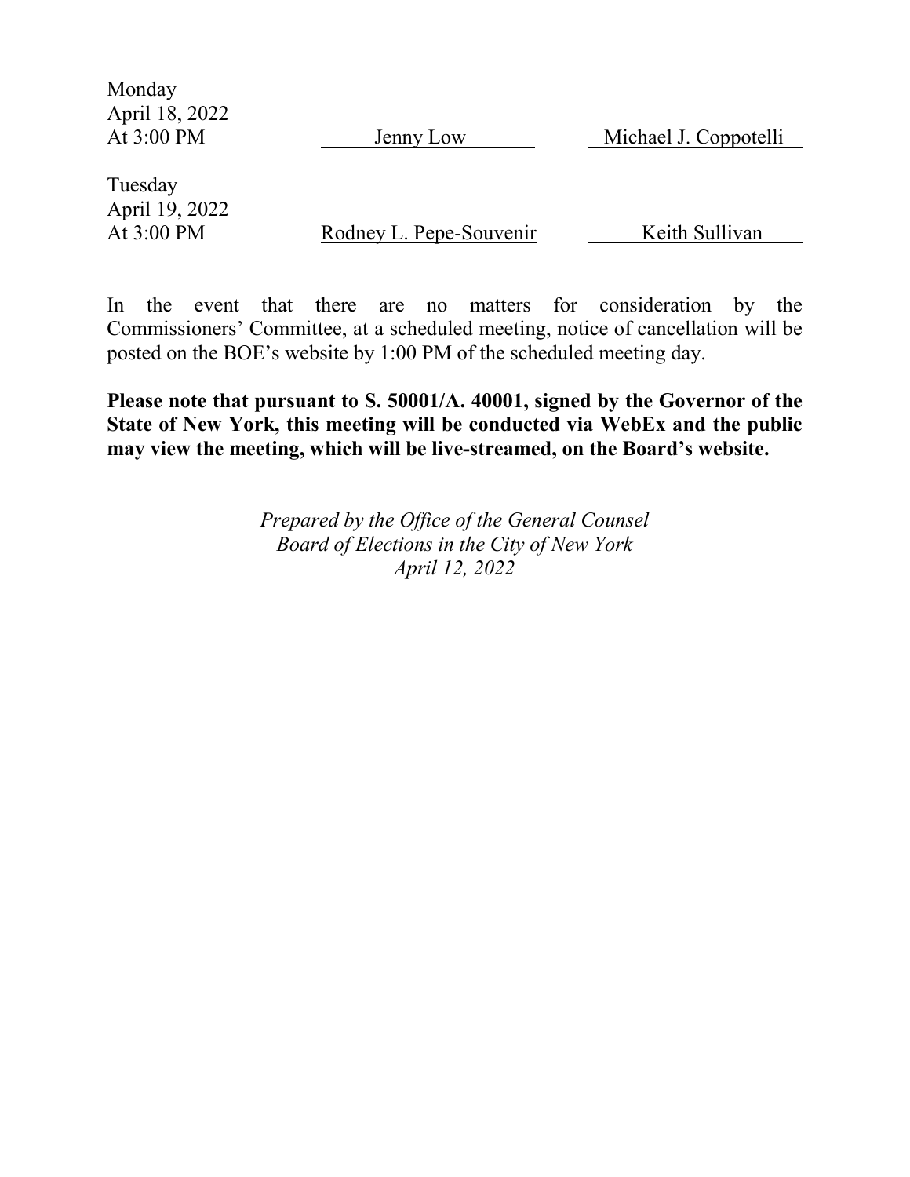| | | |
|---|---|---|
| Monday<br>April 18, 2022<br>At 3:00 PM | Jenny Low | Michael J. Coppotelli |
| Tuesday<br>April 19, 2022<br>At 3:00 PM | Rodney L. Pepe-Souvenir | Keith Sullivan |

In the event that there are no matters for consideration by the Commissioners' Committee, at a scheduled meeting, notice of cancellation will be posted on the BOE's website by 1:00 PM of the scheduled meeting day.

**Please note that pursuant to S. 50001/A. 40001, signed by the Governor of the State of New York, this meeting will be conducted via WebEx and the public may view the meeting, which will be live-streamed, on the Board's website.**

*Prepared by the Office of the General Counsel*
*Board of Elections in the City of New York*
*April 12, 2022*